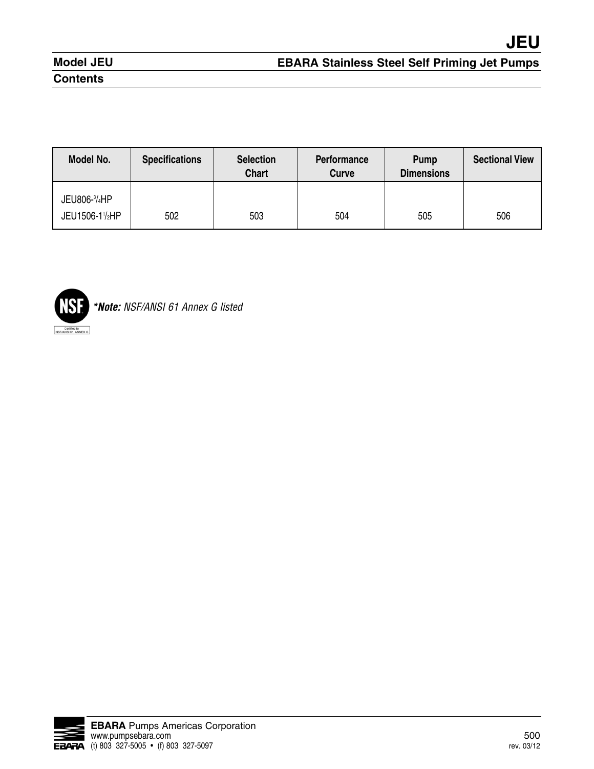# JEU

## Model JEU

## EBARA Stainless Steel Self Priming Jet Pumps

## Contents

| Model No. | Specifications | Selection Chart | Performance Curve | Pump Dimensions | Sectional View |
|---|---|---|---|---|---|
| JEU806-3/4HP<br>JEU1506-1 1/2HP | 502 | 503 | 504 | 505 | 506 |

***Note:** *NSF/ANSI 61 Annex G listed*

Certified to NSF/ANSI 61, ANNEX G

**EBARA** Pumps Americas Corporation
www.pumpsebara.com
(t) 803 327-5005 • (f) 803 327-5097

rev. 03/12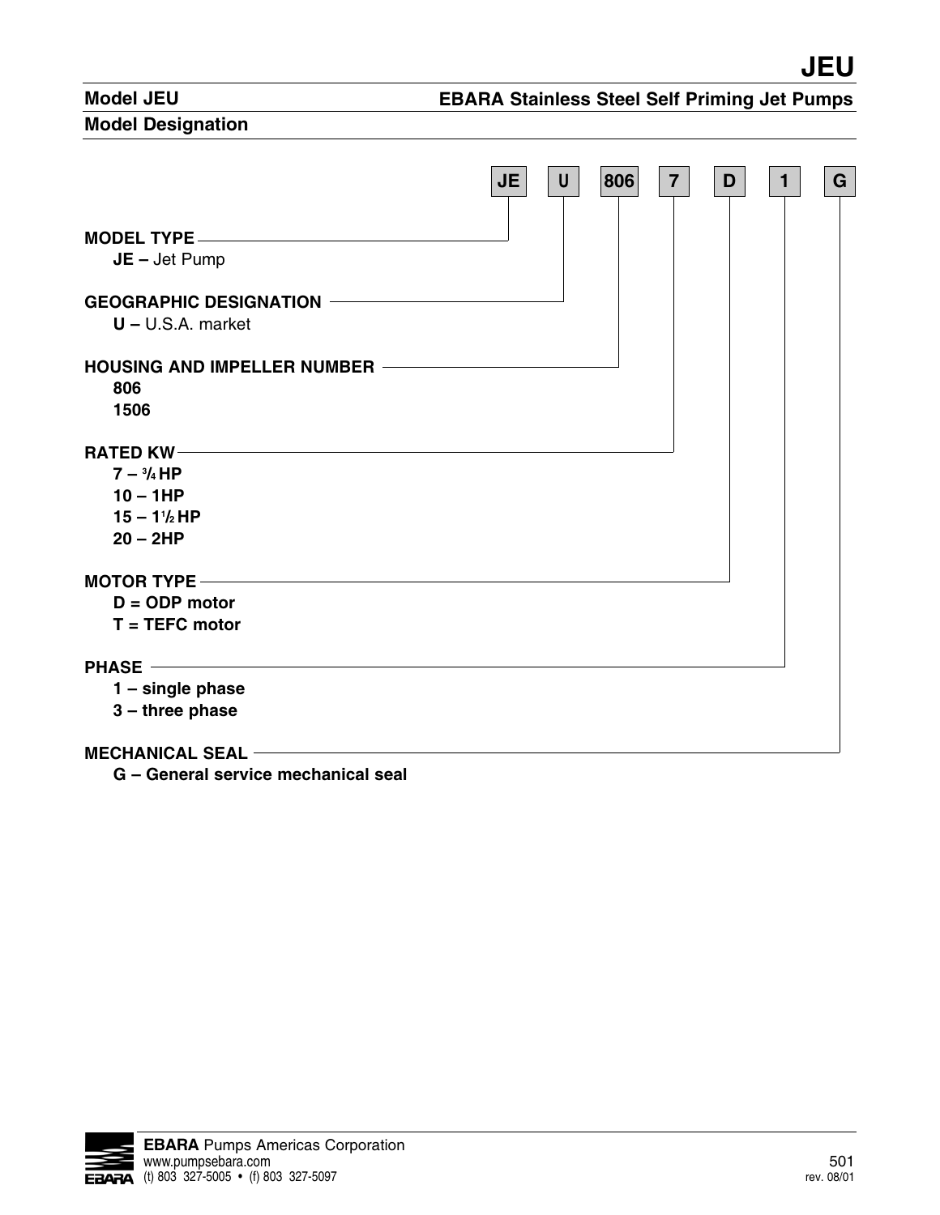# Model JEU

**EBARA Stainless Steel Self Priming Jet Pumps**

## Model Designation

**JE | U | 806 | 7 | D | 1 | G**

**MODEL TYPE**
- **JE –** Jet Pump

**GEOGRAPHIC DESIGNATION**
- **U –** U.S.A. market

**HOUSING AND IMPELLER NUMBER**
- **806**
- **1506**

**RATED KW**
- **7 – ¾ HP**
- **10 – 1HP**
- **15 – 1½ HP**
- **20 – 2HP**

**MOTOR TYPE**
- **D = ODP motor**
- **T = TEFC motor**

**PHASE**
- **1 – single phase**
- **3 – three phase**

**MECHANICAL SEAL**
- **G – General service mechanical seal**

**EBARA** Pumps Americas Corporation
www.pumpsebara.com
(t) 803 327-5005 • (f) 803 327-5097

rev. 08/01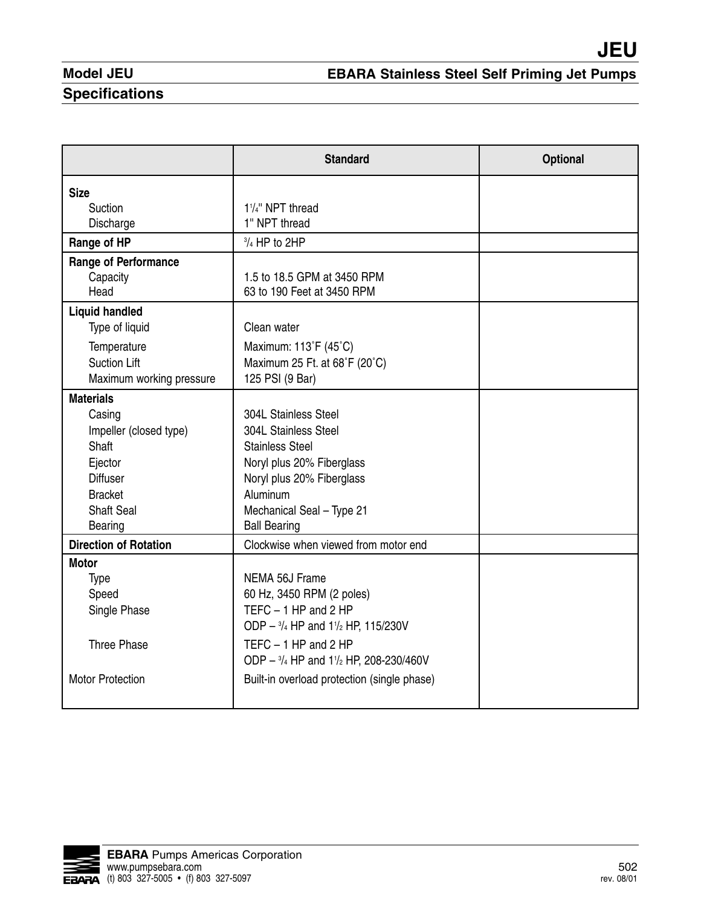## Model JEU

## EBARA Stainless Steel Self Priming Jet Pumps

## Specifications

| | Standard | Optional |
|---|---|---|
| **Size** | | |
| Suction | 1 1/4" NPT thread | |
| Discharge | 1" NPT thread | |
| **Range of HP** | 3/4 HP to 2HP | |
| **Range of Performance** | | |
| Capacity | 1.5 to 18.5 GPM at 3450 RPM | |
| Head | 63 to 190 Feet at 3450 RPM | |
| **Liquid handled** | | |
| Type of liquid | Clean water | |
| Temperature | Maximum: 113˚F (45˚C) | |
| Suction Lift | Maximum 25 Ft. at 68˚F (20˚C) | |
| Maximum working pressure | 125 PSI (9 Bar) | |
| **Materials** | | |
| Casing | 304L Stainless Steel | |
| Impeller (closed type) | 304L Stainless Steel | |
| Shaft | Stainless Steel | |
| Ejector | Noryl plus 20% Fiberglass | |
| Diffuser | Noryl plus 20% Fiberglass | |
| Bracket | Aluminum | |
| Shaft Seal | Mechanical Seal – Type 21 | |
| Bearing | Ball Bearing | |
| **Direction of Rotation** | Clockwise when viewed from motor end | |
| **Motor** | | |
| Type | NEMA 56J Frame | |
| Speed | 60 Hz, 3450 RPM (2 poles) | |
| Single Phase | TEFC – 1 HP and 2 HP<br>ODP – 3/4 HP and 1 1/2 HP, 115/230V | |
| Three Phase | TEFC – 1 HP and 2 HP<br>ODP – 3/4 HP and 1 1/2 HP, 208-230/460V | |
| Motor Protection | Built-in overload protection (single phase) | |

**EBARA** Pumps Americas Corporation
www.pumpsebara.com
(t) 803 327-5005 • (f) 803 327-5097

rev. 08/01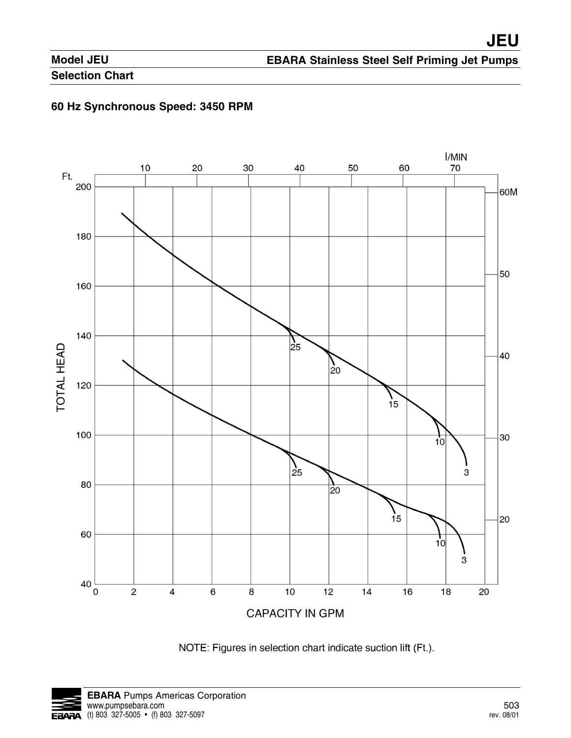## Model JEU — EBARA Stainless Steel Self Priming Jet Pumps

## Selection Chart

### 60 Hz Synchronous Speed: 3450 RPM

l/MIN
10 20 30 40 50 60 70

Ft.
200 180 160 140 120 100 80 60 40

TOTAL HEAD

60M 50 40 30 20

25 20 15 10 3

25 20 15 10 3

0 2 4 6 8 10 12 14 16 18 20

CAPACITY IN GPM

NOTE: Figures in selection chart indicate suction lift (Ft.).

**EBARA** Pumps Americas Corporation
www.pumpsebara.com
(t) 803 327-5005 • (f) 803 327-5097

rev. 08/01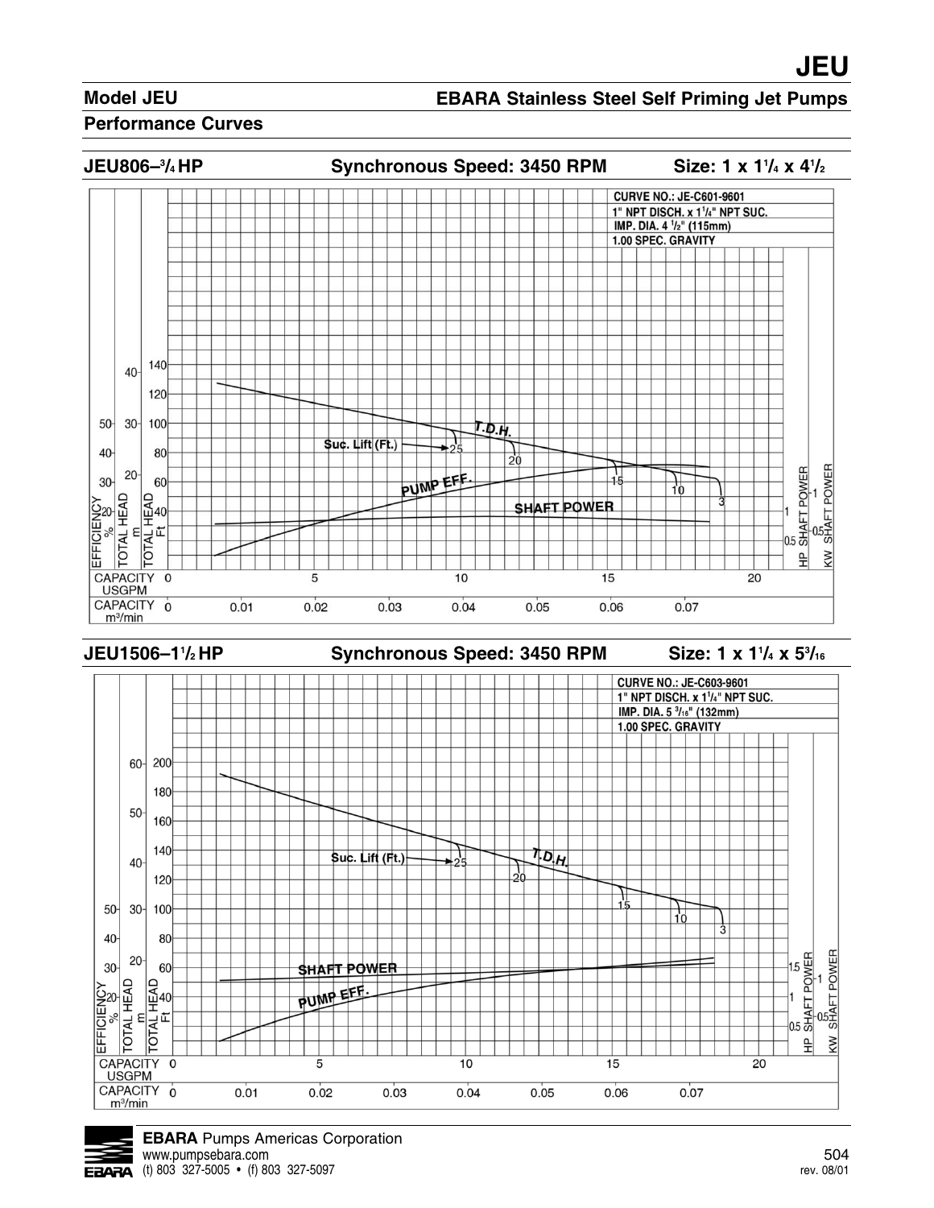# JEU

## Model JEU

## EBARA Stainless Steel Self Priming Jet Pumps

### Performance Curves

### JEU806–3/4 HP — Synchronous Speed: 3450 RPM — Size: 1 x 1¼ x 4½

CURVE NO.: JE-C601-9601
1" NPT DISCH. x 1¼" NPT SUC.
IMP. DIA. 4 ½" (115mm)
1.00 SPEC. GRAVITY

T.D.H.
Suc. Lift (Ft.) 25 20 15 10 3
PUMP EFF.
SHAFT POWER

EFFICIENCY % 50 40 30 20
TOTAL HEAD m 40 30 20
TOTAL HEAD Ft 140 120 100 80 60 40
HP SHAFT POWER 1 0.5
KW SHAFT POWER 1 0.5
CAPACITY USGPM 0 5 10 15 20
CAPACITY m³/min 0 0.01 0.02 0.03 0.04 0.05 0.06 0.07

### JEU1506–1½ HP — Synchronous Speed: 3450 RPM — Size: 1 x 1¼ x 5³⁄₁₆

CURVE NO.: JE-C603-9601
1" NPT DISCH. x 1¼" NPT SUC.
IMP. DIA. 5 ³⁄₁₆" (132mm)
1.00 SPEC. GRAVITY

T.D.H.
Suc. Lift (Ft.) 25 20 15 10 3
SHAFT POWER
PUMP EFF.

EFFICIENCY % 50 40 30 20
TOTAL HEAD m 60 50 40 30 20
TOTAL HEAD Ft 200 180 160 140 120 100 80 60 40
HP SHAFT POWER 1.5 1 0.5
KW SHAFT POWER 1 0.5
CAPACITY USGPM 0 5 10 15 20
CAPACITY m³/min 0 0.01 0.02 0.03 0.04 0.05 0.06 0.07

**EBARA** Pumps Americas Corporation
www.pumpsebara.com
(t) 803 327-5005 • (f) 803 327-5097

rev. 08/01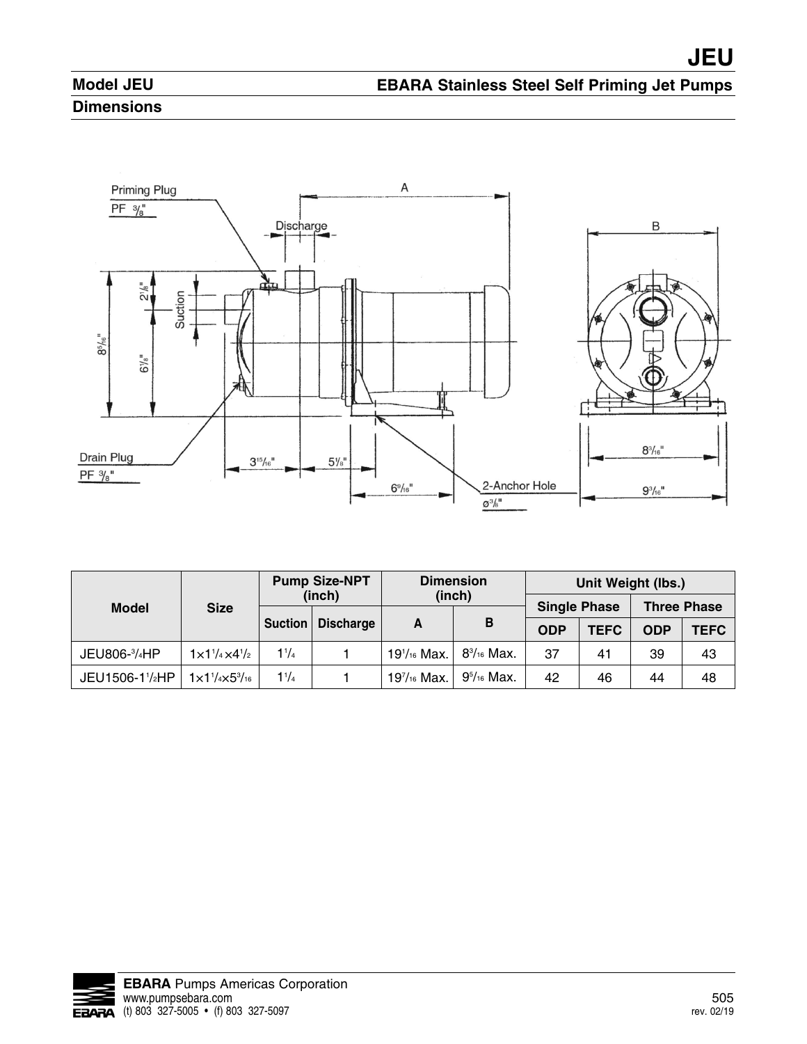## Model JEU

## EBARA Stainless Steel Self Priming Jet Pumps

### Dimensions

Priming Plug
PF 3/8"

A

Discharge

B

Suction

2 1/8"

8 5/16"

6 1/8"

Drain Plug
PF 3/8"

3 15/16"

5 1/8"

6 9/16"

2-Anchor Hole
ø 3/8"

8 3/16"

9 3/16"

| Model | Size | Pump Size-NPT (inch) | | Dimension (inch) | | Unit Weight (lbs.) | | | |
|---|---|---|---|---|---|---|---|---|---|
| | | | | | | Single Phase | | Three Phase | |
| | | Suction | Discharge | A | B | ODP | TEFC | ODP | TEFC |
| JEU806-3/4HP | 1×1 1/4×4 1/2 | 1 1/4 | 1 | 19 1/16 Max. | 8 3/16 Max. | 37 | 41 | 39 | 43 |
| JEU1506-1 1/2HP | 1×1 1/4×5 3/16 | 1 1/4 | 1 | 19 7/16 Max. | 9 5/16 Max. | 42 | 46 | 44 | 48 |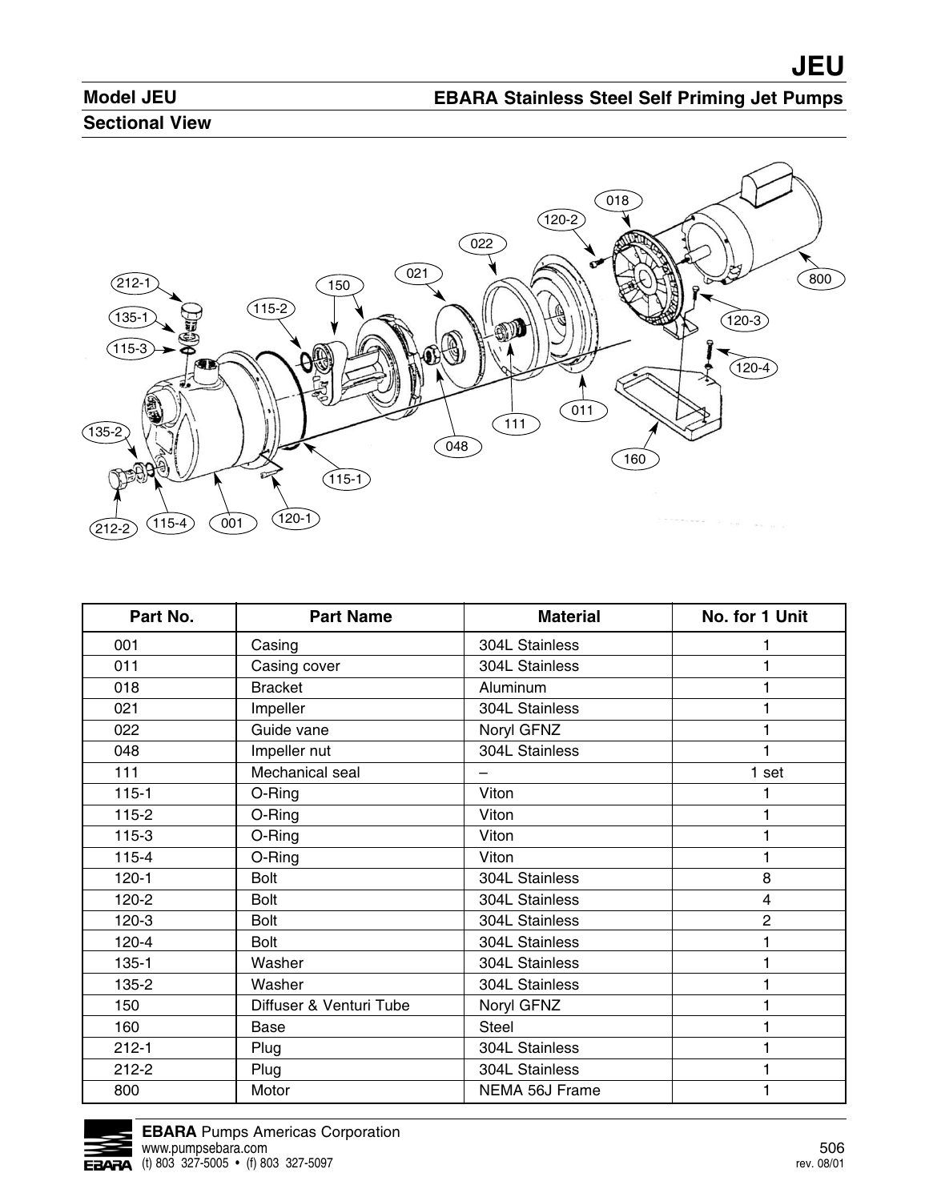## Model JEU

## EBARA Stainless Steel Self Priming Jet Pumps

### Sectional View

212-1
135-1
115-3
135-2
212-2
115-4
001
120-1
115-1
115-2
150
021
048
022
111
120-2
018
011
800
120-3
120-4
160

| Part No. | Part Name | Material | No. for 1 Unit |
|---|---|---|---|
| 001 | Casing | 304L Stainless | 1 |
| 011 | Casing cover | 304L Stainless | 1 |
| 018 | Bracket | Aluminum | 1 |
| 021 | Impeller | 304L Stainless | 1 |
| 022 | Guide vane | Noryl GFNZ | 1 |
| 048 | Impeller nut | 304L Stainless | 1 |
| 111 | Mechanical seal | – | 1 set |
| 115-1 | O-Ring | Viton | 1 |
| 115-2 | O-Ring | Viton | 1 |
| 115-3 | O-Ring | Viton | 1 |
| 115-4 | O-Ring | Viton | 1 |
| 120-1 | Bolt | 304L Stainless | 8 |
| 120-2 | Bolt | 304L Stainless | 4 |
| 120-3 | Bolt | 304L Stainless | 2 |
| 120-4 | Bolt | 304L Stainless | 1 |
| 135-1 | Washer | 304L Stainless | 1 |
| 135-2 | Washer | 304L Stainless | 1 |
| 150 | Diffuser & Venturi Tube | Noryl GFNZ | 1 |
| 160 | Base | Steel | 1 |
| 212-1 | Plug | 304L Stainless | 1 |
| 212-2 | Plug | 304L Stainless | 1 |
| 800 | Motor | NEMA 56J Frame | 1 |

**EBARA** Pumps Americas Corporation
www.pumpsebara.com
(t) 803 327-5005 • (f) 803 327-5097

rev. 08/01